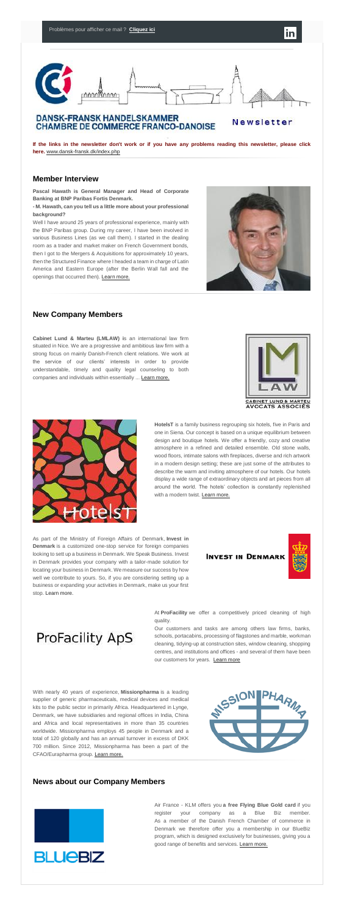Problèmes pour afficher ce mail ? **Cliquez ici**

**DANSK-FRANSK HANDELSKAMMER**
**CHAMBRE DE COMMERCE FRANCO-DANOISE**

**Newsletter**

**If the links in the newsletter don't work or if you have any problems reading this newsletter, please click here.** www.dansk-fransk.dk/index.php

## Member Interview

**Pascal Hawath is General Manager and Head of Corporate Banking at BNP Paribas Fortis Denmark.**

**- M. Hawath, can you tell us a little more about your professional background?**

Well I have around 25 years of professional experience, mainly with the BNP Paribas group. During my career, I have been involved in various Business Lines (as we call them). I started in the dealing room as a trader and market maker on French Government bonds, then I got to the Mergers & Acquisitions for approximately 10 years, then the Structured Finance where I headed a team in charge of Latin America and Eastern Europe (after the Berlin Wall fall and the openings that occurred then). Learn more.

## New Company Members

**Cabinet Lund & Marteu (LMLAW)** is an international law firm situated in Nice. We are a progressive and ambitious law firm with a strong focus on mainly Danish-French client relations. We work at the service of our clients' interests in order to provide understandable, timely and quality legal counseling to both companies and individuals within essentially ... Learn more.

CABINET LUND & MARTEU
AVOCATS ASSOCIÉS

**HotelsT** is a family business regrouping six hotels, five in Paris and one in Siena. Our concept is based on a unique equilibrium between design and boutique hotels. We offer a friendly, cozy and creative atmosphere in a refined and detailed ensemble. Old stone walls, wood floors, intimate salons with fireplaces, diverse and rich artwork in a modern design setting; these are just some of the attributes to describe the warm and inviting atmosphere of our hotels. Our hotels display a wide range of extraordinary objects and art pieces from all around the world. The hotels' collection is constantly replenished with a modern twist. Learn more.

As part of the Ministry of Foreign Affairs of Denmark, **Invest in Denmark** is a customized one-stop service for foreign companies looking to set up a business in Denmark. We Speak Business. Invest in Denmark provides your company with a tailor-made solution for locating your business in Denmark. We measure our success by how well we contribute to yours. So, if you are considering setting up a business or expanding your activities in Denmark, make us your first stop. Learn more.

INVEST IN DENMARK

ProFacility ApS

At **ProFacility** we offer a competitively priced cleaning of high quality.

Our customers and tasks are among others law firms, banks, schools, portacabins, processing of flagstones and marble, workman cleaning, tidying-up at construction sites, window cleaning, shopping centres, and institutions and offices - and several of them have been our customers for years. Learn more

With nearly 40 years of experience, **Missionpharma** is a leading supplier of generic pharmaceuticals, medical devices and medical kits to the public sector in primarily Africa. Headquartered in Lynge, Denmark, we have subsidiaries and regional offices in India, China and Africa and local representatives in more than 35 countries worldwide. Missionpharma employs 45 people in Denmark and a total of 120 globally and has an annual turnover in excess of DKK 700 million. Since 2012, Missionpharma has been a part of the CFAO/Eurapharma group. Learn more.

## News about our Company Members

BLUEBIZ

Air France - KLM offers you **a free Flying Blue Gold card** if you register your company as a Blue Biz member. As a member of the Danish French Chamber of commerce in Denmark we therefore offer you a membership in our BlueBiz program, which is designed exclusively for businesses, giving you a good range of benefits and services. Learn more.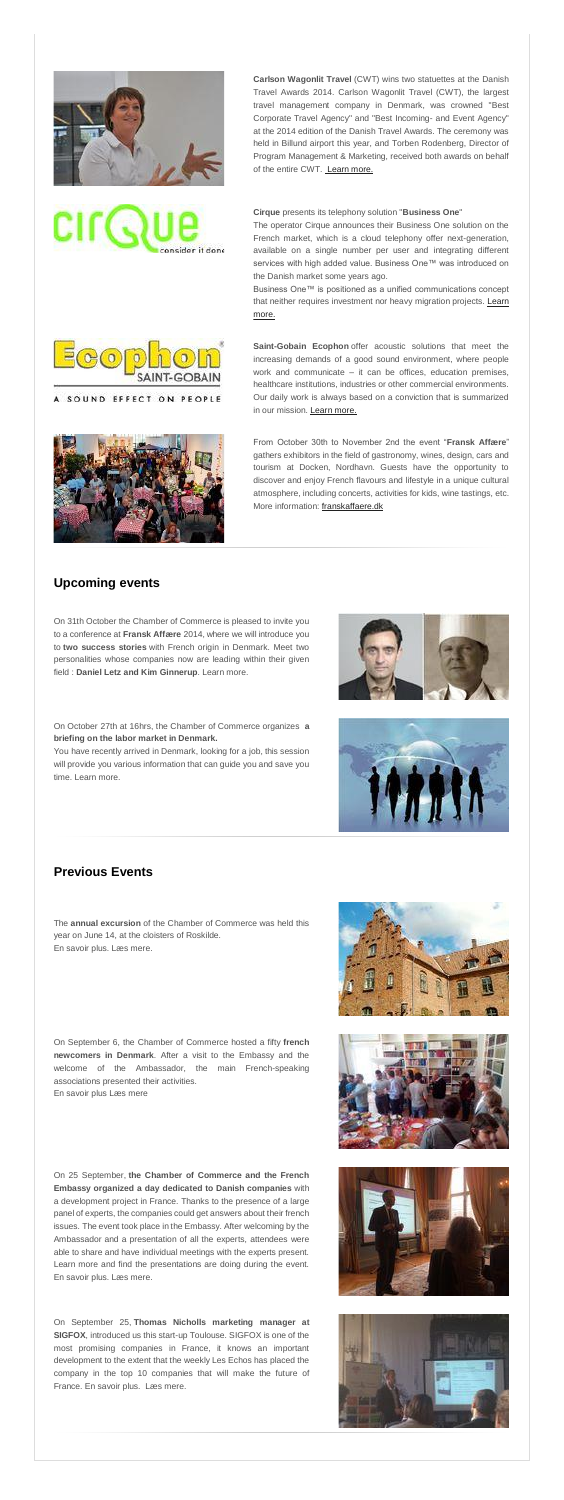**Carlson Wagonlit Travel** (CWT) wins two statuettes at the Danish Travel Awards 2014. Carlson Wagonlit Travel (CWT), the largest travel management company in Denmark, was crowned "Best Corporate Travel Agency" and "Best Incoming- and Event Agency" at the 2014 edition of the Danish Travel Awards. The ceremony was held in Billund airport this year, and Torben Rodenberg, Director of Program Management & Marketing, received both awards on behalf of the entire CWT. Learn more.

**Cirque** presents its telephony solution "**Business One**"

The operator Cirque announces their Business One solution on the French market, which is a cloud telephony offer next-generation, available on a single number per user and integrating different services with high added value. Business One™ was introduced on the Danish market some years ago.

Business One™ is positioned as a unified communications concept that neither requires investment nor heavy migration projects. Learn more.

**Saint-Gobain Ecophon** offer acoustic solutions that meet the increasing demands of a good sound environment, where people work and communicate – it can be offices, education premises, healthcare institutions, industries or other commercial environments. Our daily work is always based on a conviction that is summarized in our mission. Learn more.

From October 30th to November 2nd the event "**Fransk Affære**" gathers exhibitors in the field of gastronomy, wines, design, cars and tourism at Docken, Nordhavn. Guests have the opportunity to discover and enjoy French flavours and lifestyle in a unique cultural atmosphere, including concerts, activities for kids, wine tastings, etc. More information: franskaffaere.dk

## Upcoming events

On 31th October the Chamber of Commerce is pleased to invite you to a conference at **Fransk Affære** 2014, where we will introduce you to **two success stories** with French origin in Denmark. Meet two personalities whose companies now are leading within their given field : **Daniel Letz and Kim Ginnerup**. Learn more.

On October 27th at 16hrs, the Chamber of Commerce organizes **a briefing on the labor market in Denmark.**

You have recently arrived in Denmark, looking for a job, this session will provide you various information that can guide you and save you time. Learn more.

## Previous Events

The **annual excursion** of the Chamber of Commerce was held this year on June 14, at the cloisters of Roskilde.
En savoir plus. Læs mere.

On September 6, the Chamber of Commerce hosted a fifty **french newcomers in Denmark**. After a visit to the Embassy and the welcome of the Ambassador, the main French-speaking associations presented their activities.
En savoir plus Læs mere

On 25 September, **the Chamber of Commerce and the French Embassy organized a day dedicated to Danish companies** with a development project in France. Thanks to the presence of a large panel of experts, the companies could get answers about their french issues. The event took place in the Embassy. After welcoming by the Ambassador and a presentation of all the experts, attendees were able to share and have individual meetings with the experts present. Learn more and find the presentations are doing during the event. En savoir plus. Læs mere.

On September 25, **Thomas Nicholls marketing manager at SIGFOX**, introduced us this start-up Toulouse. SIGFOX is one of the most promising companies in France, it knows an important development to the extent that the weekly Les Echos has placed the company in the top 10 companies that will make the future of France. En savoir plus. Læs mere.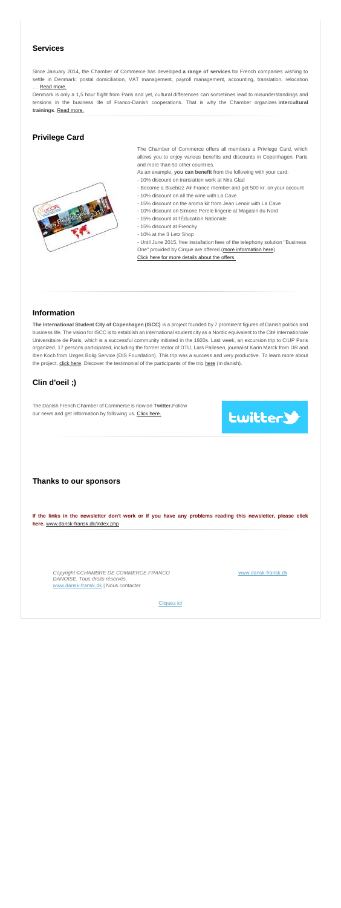## Services

Since January 2014, the Chamber of Commerce has developed **a range of services** for French companies wishing to settle in Denmark: postal domiciliation, VAT management, payroll management, accounting, translation, relocation .... Read more.

Denmark is only a 1,5 hour flight from Paris and yet, cultural differences can sometimes lead to misunderstandings and tensions in the business life of Franco-Danish cooperations. That is why the Chamber organizes **intercultural trainings**. Read more.

## Privilege Card

The Chamber of Commerce offers all members a Privilege Card, which allows you to enjoy various benefits and discounts in Copenhagen, Paris and more than 50 other countries.

As an example, **you can benefit** from the following with your card:

- 10% discount on translation work at Nira Glad
- Become a Bluebizz Air France member and get 500 kr. on your account
- 10% discount on all the wine with La Cave
- 15% discount on the aroma kit from Jean Lenoir with La Cave
- 10% discount on Simone Perele lingerie at Magasin du Nord
- 15% discount at l'Éducation Nationale
- 15% discount at Frenchy
- 10% at the 3 Letz Shop
- Until June 2015, free installation fees of the telephony solution "Business One" provided by Cirque are offered (more information here)

Click here for more details about the offers.

## Information

**The International Student City of Copenhagen (ISCC)** is a project founded by 7 prominent figures of Danish politics and business life. The vision for ISCC is to establish an international student city as a Nordic equivalent to the Cité Internationale Universitaire de Paris, which is a successful community initiated in the 1920s. Last week, an excursion trip to CIUP Paris organized. 17 persons participated, including the former rector of DTU, Lars Pallesen, journalist Karin Mørck from DR and Iben Koch from Unges Bolig Service (DIS Foundation). This trip was a success and very productive. To learn more about the project, click here. Discover the testimonial of the participants of the trip here (in danish).

## Clin d'oeil ;)

The Danish French Chamber of Commerce is now on **Twitter.**Follow our news and get information by following us. Click here.

## Thanks to our sponsors

**If the links in the newsletter don't work or if you have any problems reading this newsletter, please click here.** www.dansk-fransk.dk/index.php

*Copyright ©CHAMBRE DE COMMERCE FRANCO DANOISE. Tous droits réservés.*
www.dansk-fransk.dk | Nous contacter

www.dansk-fransk.dk

Cliquez ici